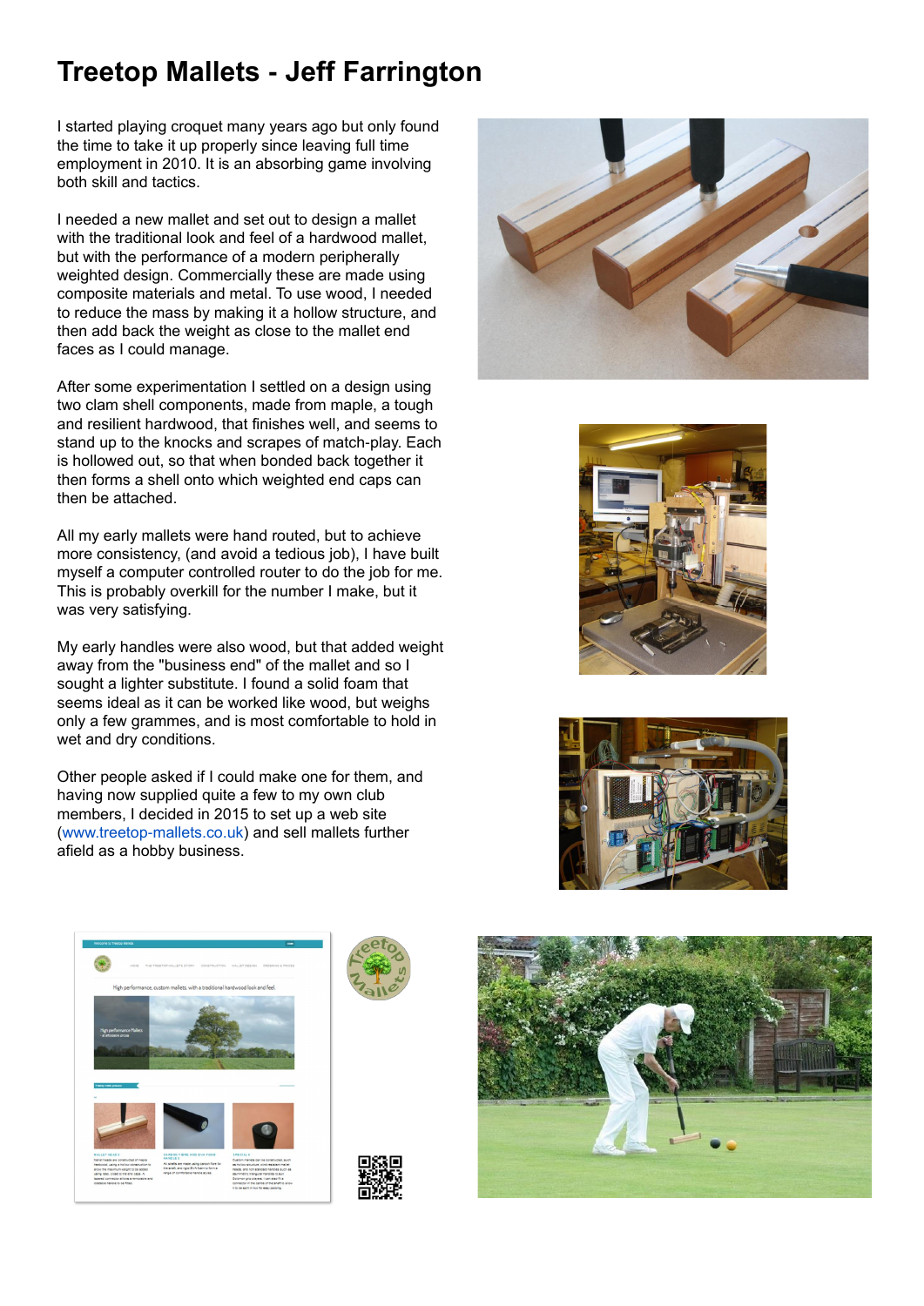# Treetop Mallets - Jeff Farrington

I started playing croquet many years ago but only found the time to take it up properly since leaving full time employment in 2010. It is an absorbing game involving both skill and tactics.

I needed a new mallet and set out to design a mallet with the traditional look and feel of a hardwood mallet, but with the performance of a modern peripherally weighted design. Commercially these are made using composite materials and metal. To use wood, I needed to reduce the mass by making it a hollow structure, and then add back the weight as close to the mallet end faces as I could manage.

After some experimentation I settled on a design using two clam shell components, made from maple, a tough and resilient hardwood, that finishes well, and seems to stand up to the knocks and scrapes of match-play. Each is hollowed out, so that when bonded back together it then forms a shell onto which weighted end caps can then be attached.

All my early mallets were hand routed, but to achieve more consistency, (and avoid a tedious job), I have built myself a computer controlled router to do the job for me. This is probably overkill for the number I make, but it was very satisfying.

My early handles were also wood, but that added weight away from the "business end" of the mallet and so I sought a lighter substitute. I found a solid foam that seems ideal as it can be worked like wood, but weighs only a few grammes, and is most comfortable to hold in wet and dry conditions.

Other people asked if I could make one for them, and having now supplied quite a few to my own club members, I decided in 2015 to set up a web site (www.treetop-mallets.co.uk) and sell mallets further afield as a hobby business.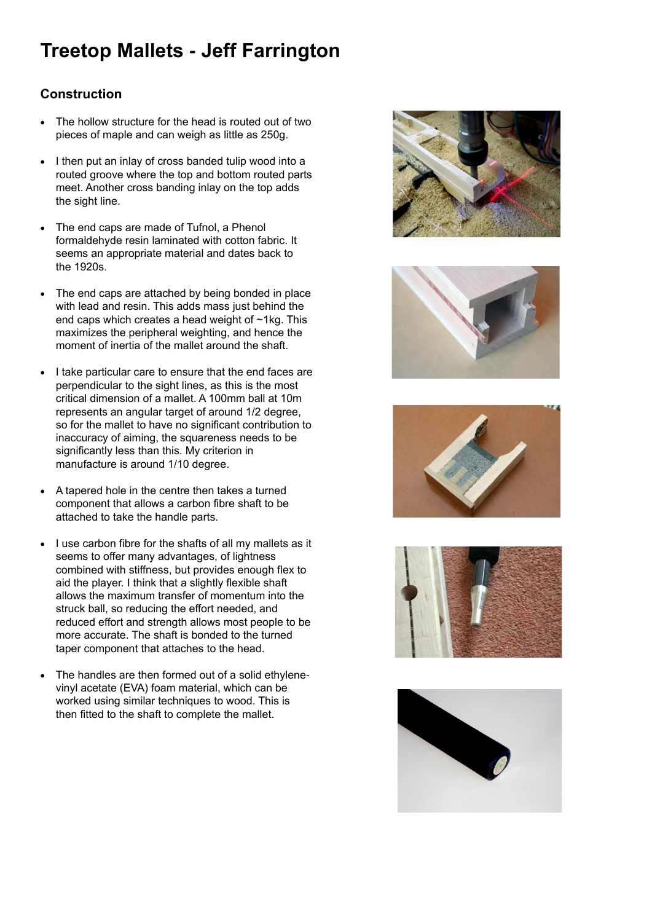# Treetop Mallets - Jeff Farrington

## Construction

- The hollow structure for the head is routed out of two pieces of maple and can weigh as little as 250g.

- I then put an inlay of cross banded tulip wood into a routed groove where the top and bottom routed parts meet. Another cross banding inlay on the top adds the sight line.

- The end caps are made of Tufnol, a Phenol formaldehyde resin laminated with cotton fabric. It seems an appropriate material and dates back to the 1920s.

- The end caps are attached by being bonded in place with lead and resin. This adds mass just behind the end caps which creates a head weight of ~1kg. This maximizes the peripheral weighting, and hence the moment of inertia of the mallet around the shaft.

- I take particular care to ensure that the end faces are perpendicular to the sight lines, as this is the most critical dimension of a mallet. A 100mm ball at 10m represents an angular target of around 1/2 degree, so for the mallet to have no significant contribution to inaccuracy of aiming, the squareness needs to be significantly less than this. My criterion in manufacture is around 1/10 degree.

- A tapered hole in the centre then takes a turned component that allows a carbon fibre shaft to be attached to take the handle parts.

- I use carbon fibre for the shafts of all my mallets as it seems to offer many advantages, of lightness combined with stiffness, but provides enough flex to aid the player. I think that a slightly flexible shaft allows the maximum transfer of momentum into the struck ball, so reducing the effort needed, and reduced effort and strength allows most people to be more accurate. The shaft is bonded to the turned taper component that attaches to the head.

- The handles are then formed out of a solid ethylene-vinyl acetate (EVA) foam material, which can be worked using similar techniques to wood. This is then fitted to the shaft to complete the mallet.